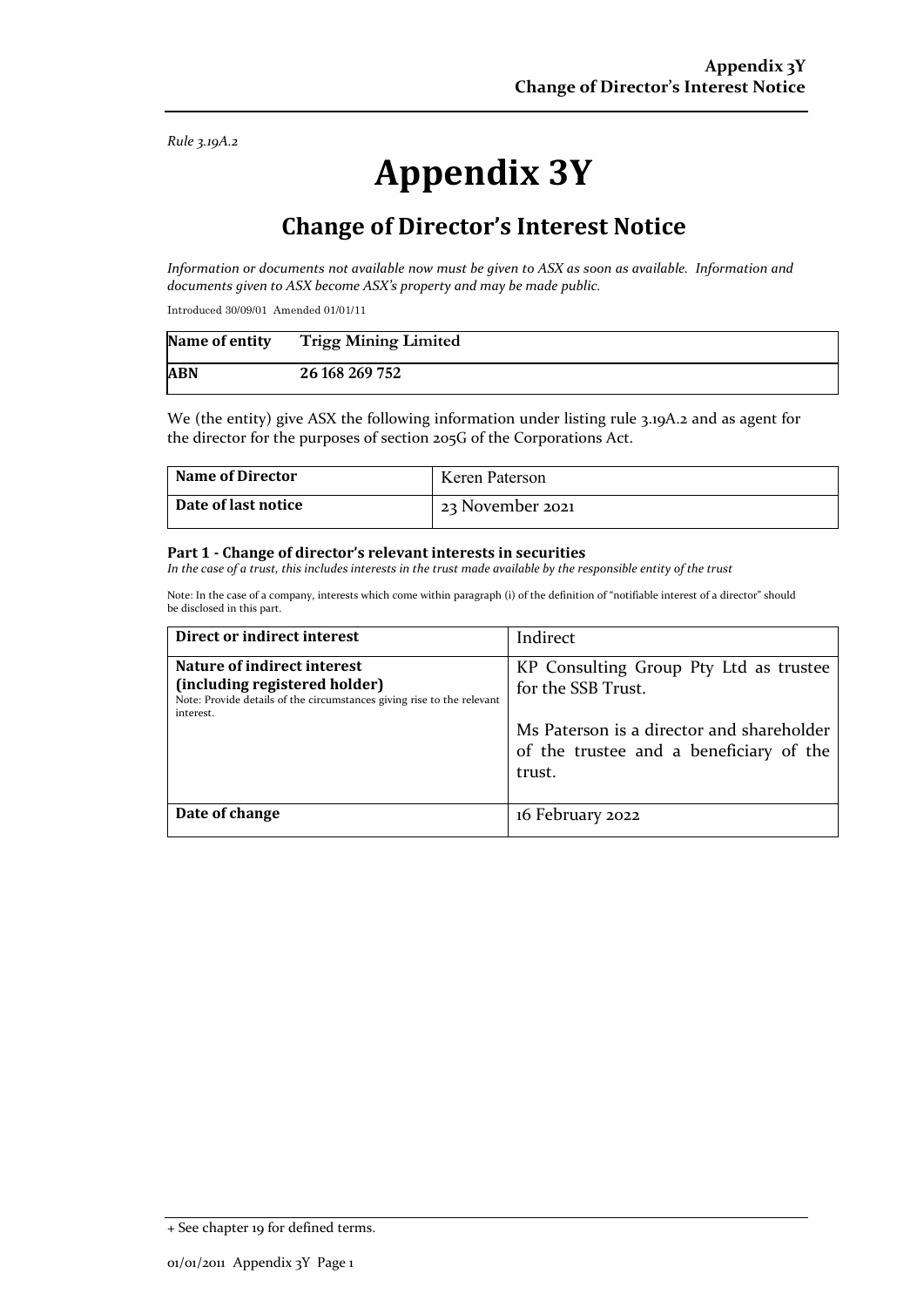*Rule 3.19A.2*

# Appendix 3Y

## Change of Director's Interest Notice

*Information or documents not available now must be given to ASX as soon as available. Information and documents given to ASX become ASX's property and may be made public.*

Introduced 30/09/01 Amended 01/01/11

| Name of entity | Trigg Mining Limited |
|---|---|
| ABN | 26 168 269 752 |

We (the entity) give ASX the following information under listing rule 3.19A.2 and as agent for the director for the purposes of section 205G of the Corporations Act.

| Name of Director | Keren Paterson |
|---|---|
| Date of last notice | 23 November 2021 |

**Part 1 - Change of director's relevant interests in securities**
*In the case of a trust, this includes interests in the trust made available by the responsible entity of the trust*

Note: In the case of a company, interests which come within paragraph (i) of the definition of "notifiable interest of a director" should be disclosed in this part.

| Direct or indirect interest | Indirect |
|---|---|
| **Nature of indirect interest (including registered holder)**<br>Note: Provide details of the circumstances giving rise to the relevant interest. | KP Consulting Group Pty Ltd as trustee for the SSB Trust.<br><br>Ms Paterson is a director and shareholder of the trustee and a beneficiary of the trust. |
| **Date of change** | 16 February 2022 |

+ See chapter 19 for defined terms.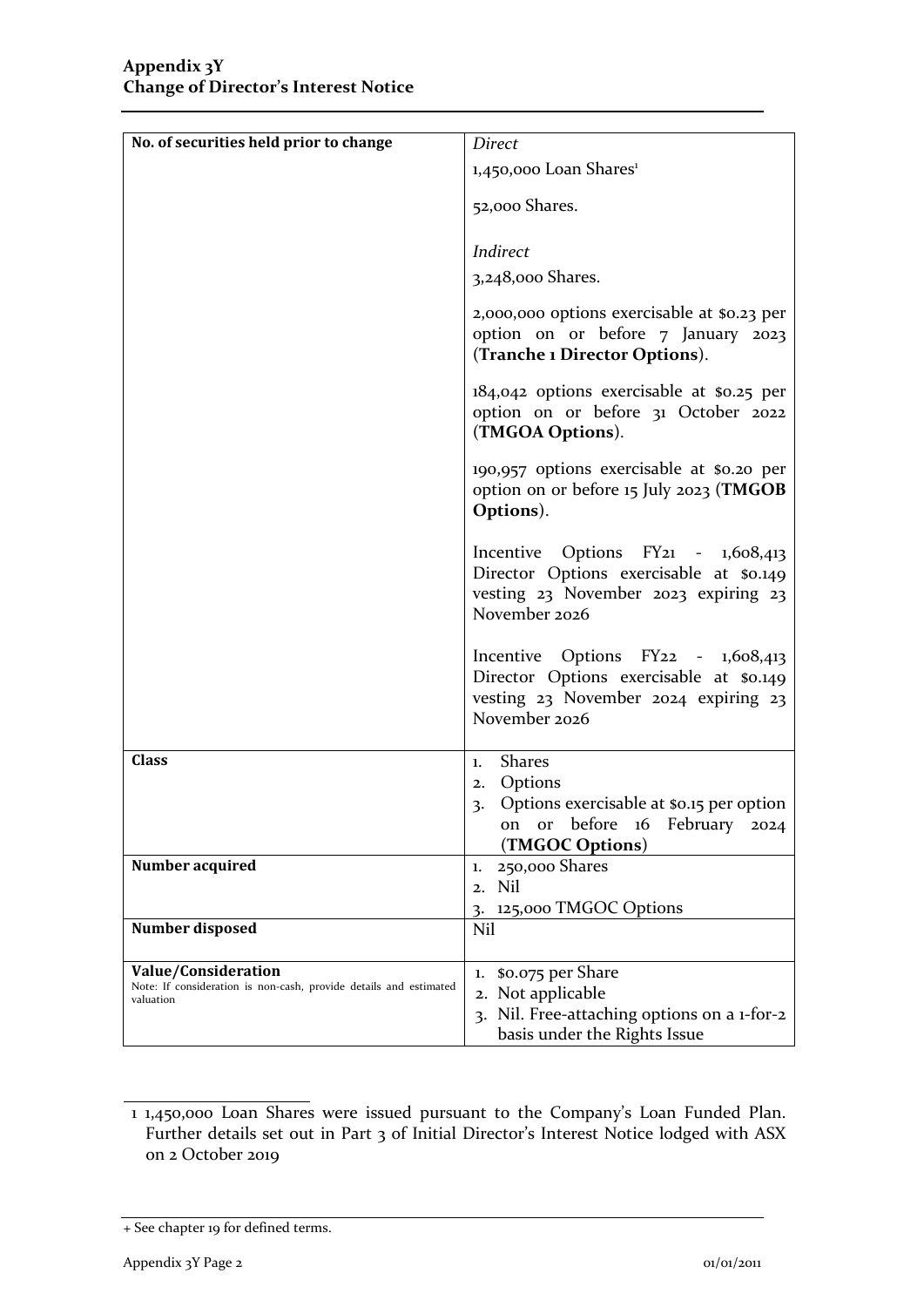**Appendix 3Y**
**Change of Director's Interest Notice**

| | |
|---|---|
| **No. of securities held prior to change** | *Direct*<br>1,450,000 Loan Shares[1]<br>52,000 Shares.<br><br>*Indirect*<br>3,248,000 Shares.<br>2,000,000 options exercisable at $0.23 per option on or before 7 January 2023 (**Tranche 1 Director Options**).<br>184,042 options exercisable at $0.25 per option on or before 31 October 2022 (**TMGOA Options**).<br>190,957 options exercisable at $0.20 per option on or before 15 July 2023 (**TMGOB Options**).<br>Incentive Options FY21 - 1,608,413 Director Options exercisable at $0.149 vesting 23 November 2023 expiring 23 November 2026<br>Incentive Options FY22 - 1,608,413 Director Options exercisable at $0.149 vesting 23 November 2024 expiring 23 November 2026 |
| **Class** | 1. Shares<br>2. Options<br>3. Options exercisable at $0.15 per option on or before 16 February 2024 (**TMGOC Options**) |
| **Number acquired** | 1. 250,000 Shares<br>2. Nil<br>3. 125,000 TMGOC Options |
| **Number disposed** | Nil |
| **Value/Consideration**<br>Note: If consideration is non-cash, provide details and estimated valuation | 1. $0.075 per Share<br>2. Not applicable<br>3. Nil. Free-attaching options on a 1-for-2 basis under the Rights Issue |

1 1,450,000 Loan Shares were issued pursuant to the Company's Loan Funded Plan. Further details set out in Part 3 of Initial Director's Interest Notice lodged with ASX on 2 October 2019

+ See chapter 19 for defined terms.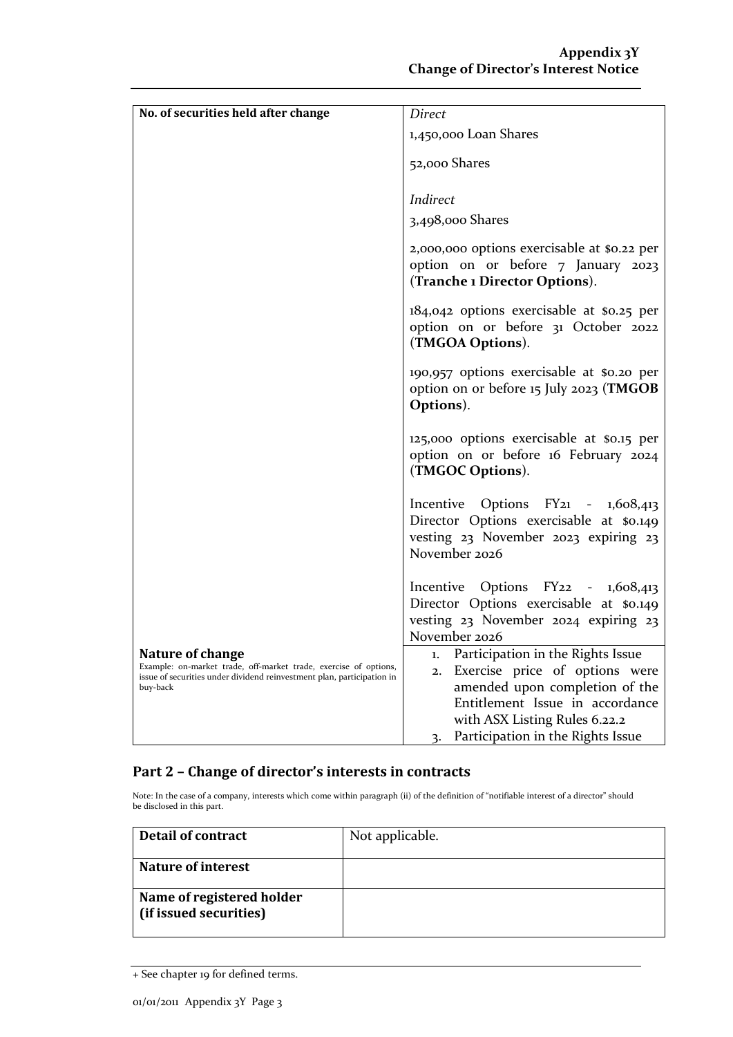| No. of securities held after change | *Direct*<br>1,450,000 Loan Shares<br>52,000 Shares<br><br>*Indirect*<br>3,498,000 Shares<br><br>2,000,000 options exercisable at $0.22 per option on or before 7 January 2023 (**Tranche 1 Director Options**).<br><br>184,042 options exercisable at $0.25 per option on or before 31 October 2022 (**TMGOA Options**).<br><br>190,957 options exercisable at $0.20 per option on or before 15 July 2023 (**TMGOB Options**).<br><br>125,000 options exercisable at $0.15 per option on or before 16 February 2024 (**TMGOC Options**).<br><br>Incentive Options FY21 - 1,608,413 Director Options exercisable at $0.149 vesting 23 November 2023 expiring 23 November 2026<br><br>Incentive Options FY22 - 1,608,413 Director Options exercisable at $0.149 vesting 23 November 2024 expiring 23 November 2026 |
|---|---|
| **Nature of change**<br>Example: on-market trade, off-market trade, exercise of options, issue of securities under dividend reinvestment plan, participation in buy-back | 1. Participation in the Rights Issue<br>2. Exercise price of options were amended upon completion of the Entitlement Issue in accordance with ASX Listing Rules 6.22.2<br>3. Participation in the Rights Issue |

## Part 2 – Change of director's interests in contracts

Note: In the case of a company, interests which come within paragraph (ii) of the definition of "notifiable interest of a director" should be disclosed in this part.

| **Detail of contract** | Not applicable. |
|---|---|
| **Nature of interest** | |
| **Name of registered holder (if issued securities)** | |

+ See chapter 19 for defined terms.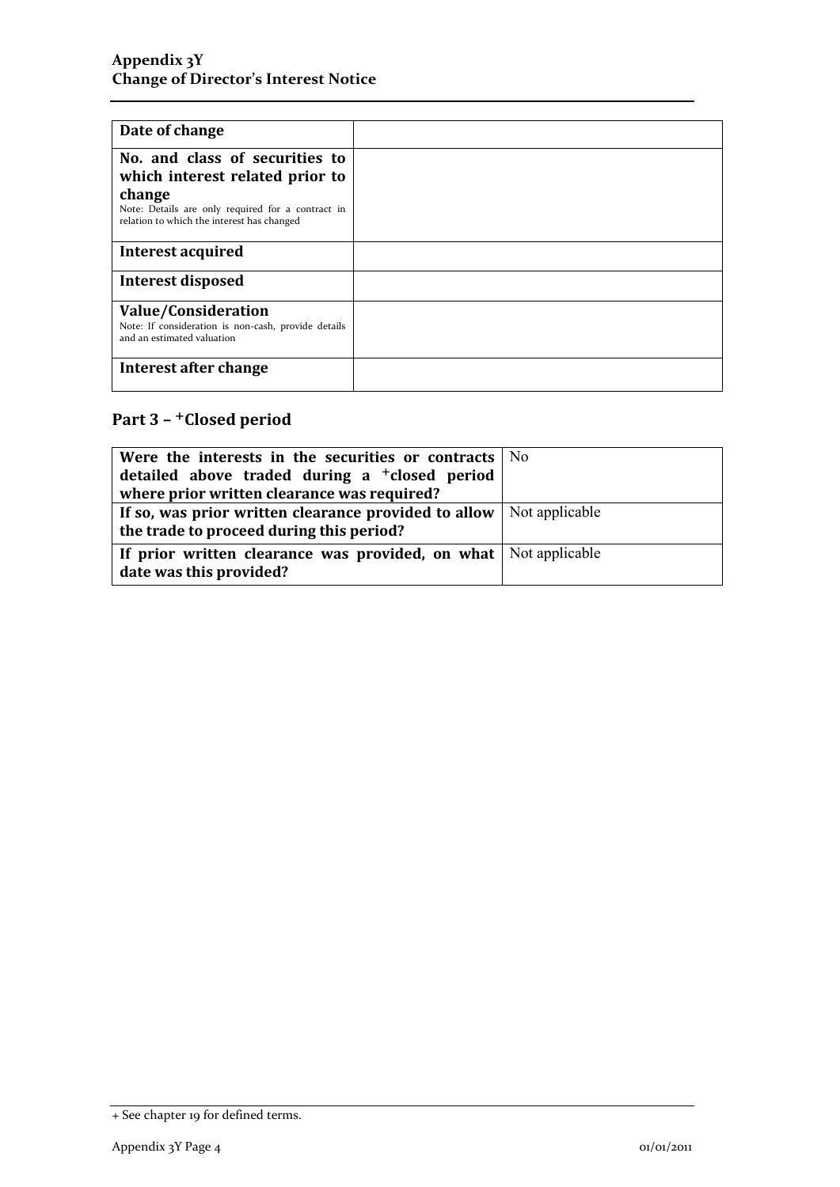| Date of change | |
|---|---|
| **No. and class of securities to which interest related prior to change**<br>Note: Details are only required for a contract in relation to which the interest has changed | |
| **Interest acquired** | |
| **Interest disposed** | |
| **Value/Consideration**<br>Note: If consideration is non-cash, provide details and an estimated valuation | |
| **Interest after change** | |

## Part 3 – +Closed period

| Were the interests in the securities or contracts detailed above traded during a +closed period where prior written clearance was required? | No |
|---|---|
| **If so, was prior written clearance provided to allow the trade to proceed during this period?** | Not applicable |
| **If prior written clearance was provided, on what date was this provided?** | Not applicable |

+ See chapter 19 for defined terms.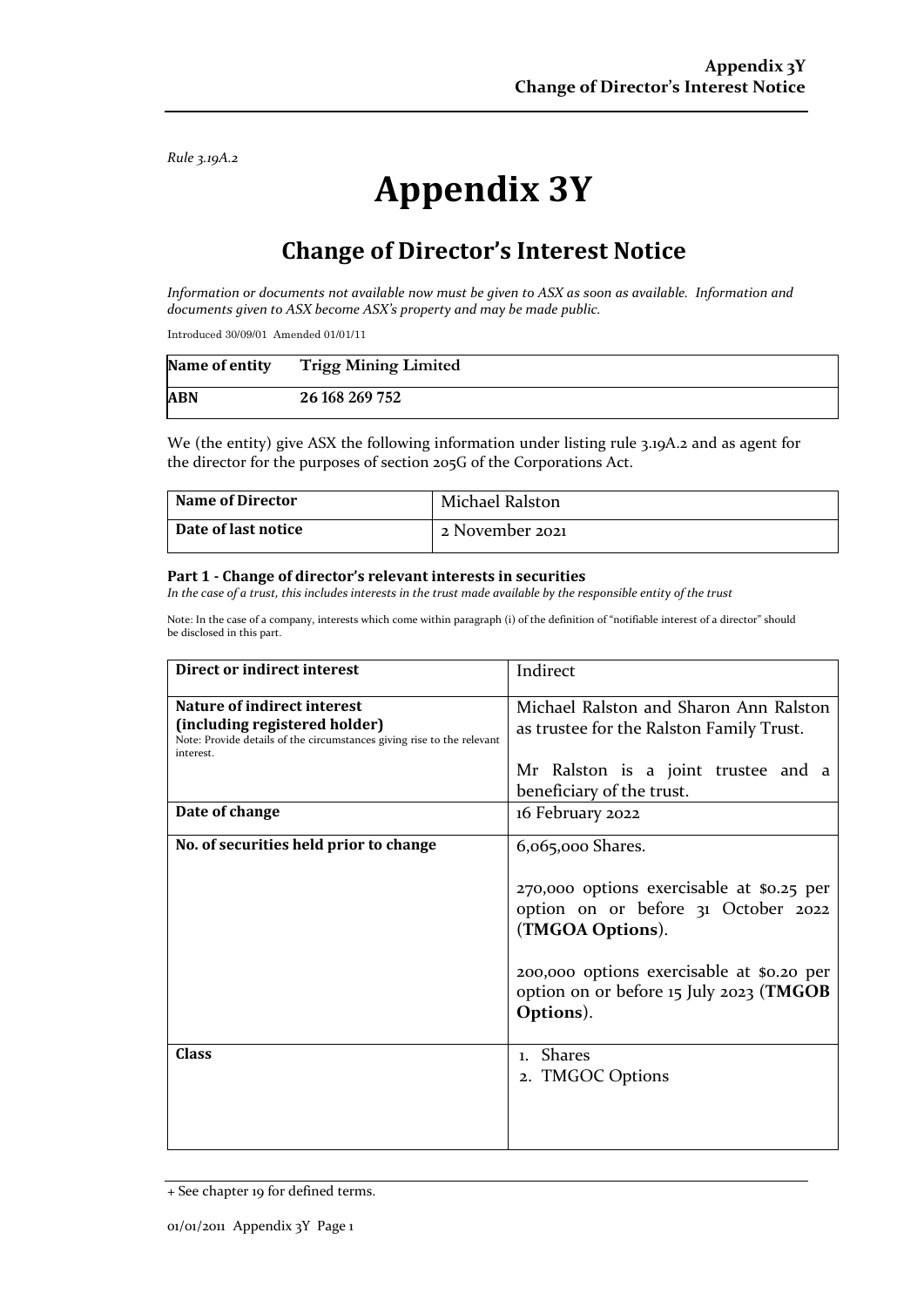*Rule 3.19A.2*

# Appendix 3Y

## Change of Director's Interest Notice

*Information or documents not available now must be given to ASX as soon as available. Information and documents given to ASX become ASX's property and may be made public.*

Introduced 30/09/01 Amended 01/01/11

| **Name of entity** | **Trigg Mining Limited** |
|---|---|
| **ABN** | **26 168 269 752** |

We (the entity) give ASX the following information under listing rule 3.19A.2 and as agent for the director for the purposes of section 205G of the Corporations Act.

| **Name of Director** | Michael Ralston |
|---|---|
| **Date of last notice** | 2 November 2021 |

#### Part 1 - Change of director's relevant interests in securities

*In the case of a trust, this includes interests in the trust made available by the responsible entity of the trust*

Note: In the case of a company, interests which come within paragraph (i) of the definition of "notifiable interest of a director" should be disclosed in this part.

| **Direct or indirect interest** | Indirect |
|---|---|
| **Nature of indirect interest (including registered holder)**<br>Note: Provide details of the circumstances giving rise to the relevant interest. | Michael Ralston and Sharon Ann Ralston as trustee for the Ralston Family Trust.<br><br>Mr Ralston is a joint trustee and a beneficiary of the trust. |
| **Date of change** | 16 February 2022 |
| **No. of securities held prior to change** | 6,065,000 Shares.<br><br>270,000 options exercisable at $0.25 per option on or before 31 October 2022 (**TMGOA Options**).<br><br>200,000 options exercisable at $0.20 per option on or before 15 July 2023 (**TMGOB Options**). |
| **Class** | 1. Shares<br>2. TMGOC Options |

+ See chapter 19 for defined terms.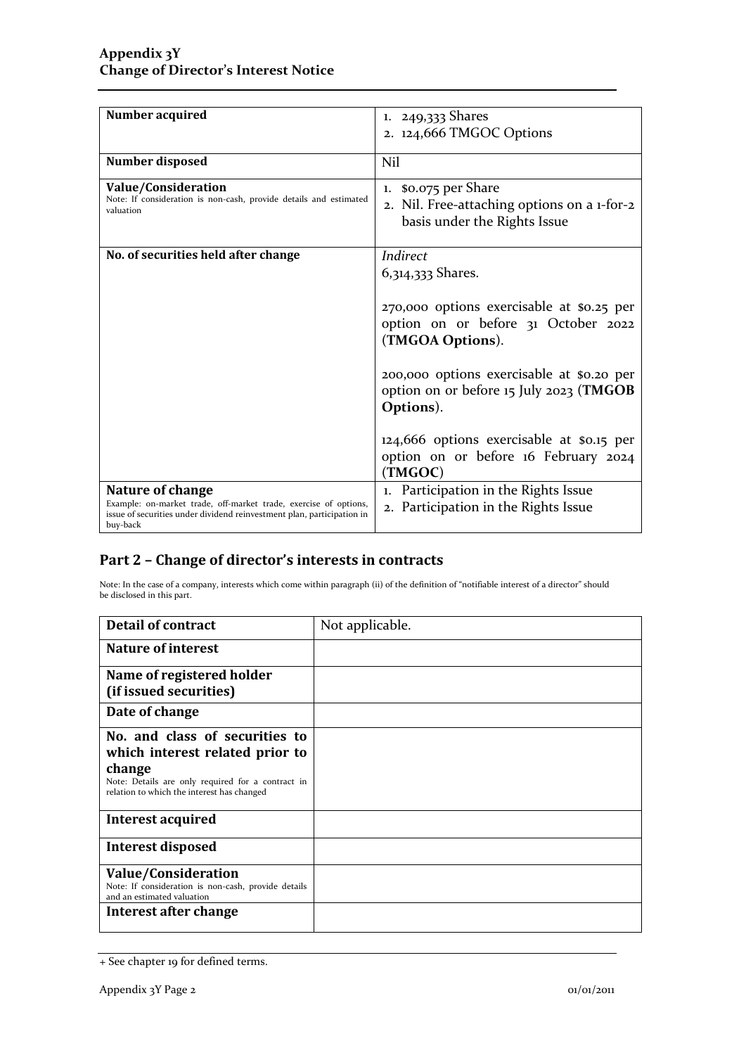| Number acquired | 1. 249,333 Shares<br>2. 124,666 TMGOC Options |
|---|---|
| **Number disposed** | Nil |
| **Value/Consideration**<br>Note: If consideration is non-cash, provide details and estimated valuation | 1. $0.075 per Share<br>2. Nil. Free-attaching options on a 1-for-2 basis under the Rights Issue |
| **No. of securities held after change** | *Indirect*<br>6,314,333 Shares.<br><br>270,000 options exercisable at $0.25 per option on or before 31 October 2022 (**TMGOA Options**).<br><br>200,000 options exercisable at $0.20 per option on or before 15 July 2023 (**TMGOB Options**).<br><br>124,666 options exercisable at $0.15 per option on or before 16 February 2024 (**TMGOC**) |
| **Nature of change**<br>Example: on-market trade, off-market trade, exercise of options, issue of securities under dividend reinvestment plan, participation in buy-back | 1. Participation in the Rights Issue<br>2. Participation in the Rights Issue |

## Part 2 – Change of director's interests in contracts

Note: In the case of a company, interests which come within paragraph (ii) of the definition of "notifiable interest of a director" should be disclosed in this part.

| Detail of contract | Not applicable. |
|---|---|
| **Nature of interest** | |
| **Name of registered holder (if issued securities)** | |
| **Date of change** | |
| **No. and class of securities to which interest related prior to change**<br>Note: Details are only required for a contract in relation to which the interest has changed | |
| **Interest acquired** | |
| **Interest disposed** | |
| **Value/Consideration**<br>Note: If consideration is non-cash, provide details and an estimated valuation | |
| **Interest after change** | |

+ See chapter 19 for defined terms.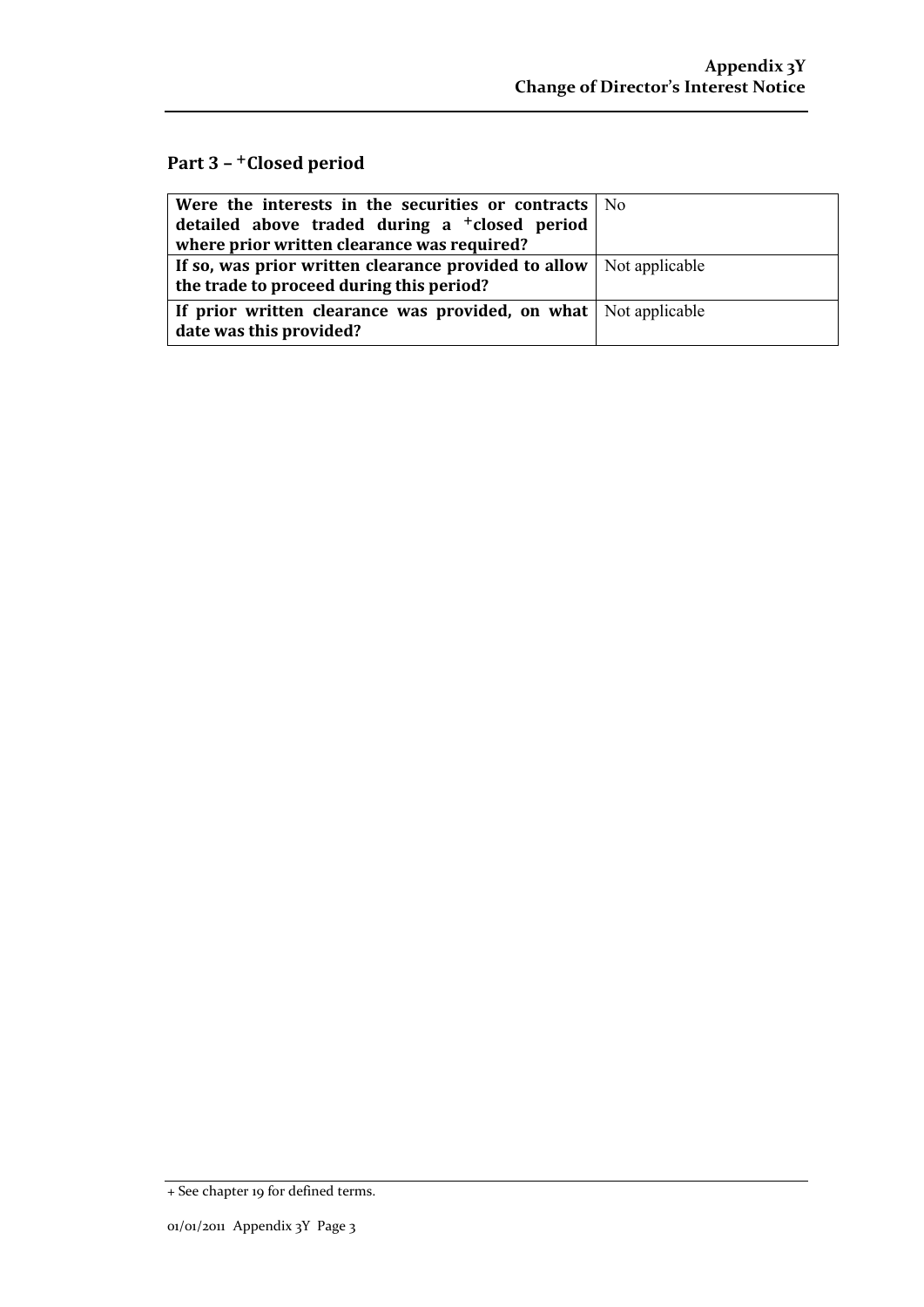## Part 3 – +Closed period

| | |
|---|---|
| **Were the interests in the securities or contracts detailed above traded during a +closed period where prior written clearance was required?** | No |
| **If so, was prior written clearance provided to allow the trade to proceed during this period?** | Not applicable |
| **If prior written clearance was provided, on what date was this provided?** | Not applicable |

+ See chapter 19 for defined terms.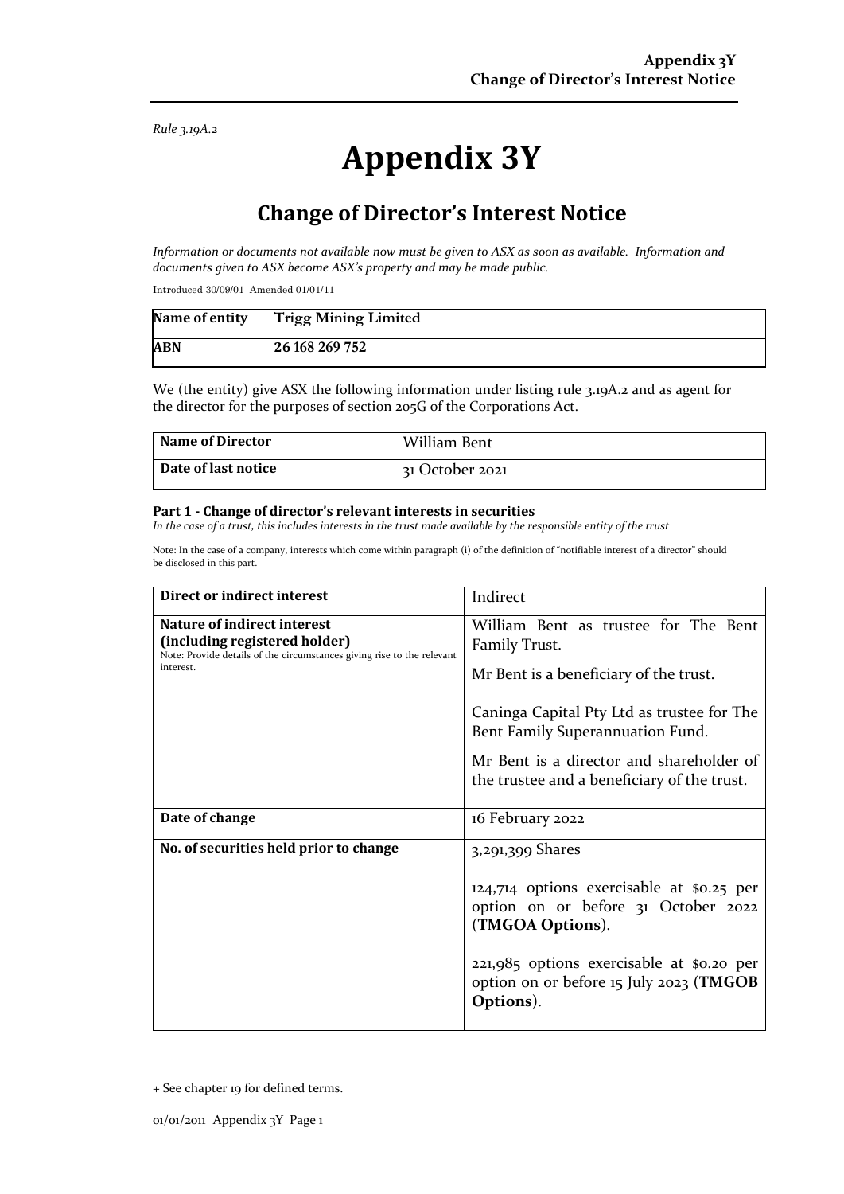*Rule 3.19A.2*

# Appendix 3Y

## Change of Director's Interest Notice

*Information or documents not available now must be given to ASX as soon as available. Information and documents given to ASX become ASX's property and may be made public.*

Introduced 30/09/01 Amended 01/01/11

| **Name of entity** | **Trigg Mining Limited** |
|---|---|
| **ABN** | **26 168 269 752** |

We (the entity) give ASX the following information under listing rule 3.19A.2 and as agent for the director for the purposes of section 205G of the Corporations Act.

| **Name of Director** | William Bent |
|---|---|
| **Date of last notice** | 31 October 2021 |

**Part 1 - Change of director's relevant interests in securities**

*In the case of a trust, this includes interests in the trust made available by the responsible entity of the trust*

Note: In the case of a company, interests which come within paragraph (i) of the definition of "notifiable interest of a director" should be disclosed in this part.

| **Direct or indirect interest** | Indirect |
|---|---|
| **Nature of indirect interest (including registered holder)**<br>Note: Provide details of the circumstances giving rise to the relevant interest. | William Bent as trustee for The Bent Family Trust.<br><br>Mr Bent is a beneficiary of the trust.<br><br>Caninga Capital Pty Ltd as trustee for The Bent Family Superannuation Fund.<br><br>Mr Bent is a director and shareholder of the trustee and a beneficiary of the trust. |
| **Date of change** | 16 February 2022 |
| **No. of securities held prior to change** | 3,291,399 Shares<br><br>124,714 options exercisable at $0.25 per option on or before 31 October 2022 (**TMGOA Options**).<br><br>221,985 options exercisable at $0.20 per option on or before 15 July 2023 (**TMGOB Options**). |

+ See chapter 19 for defined terms.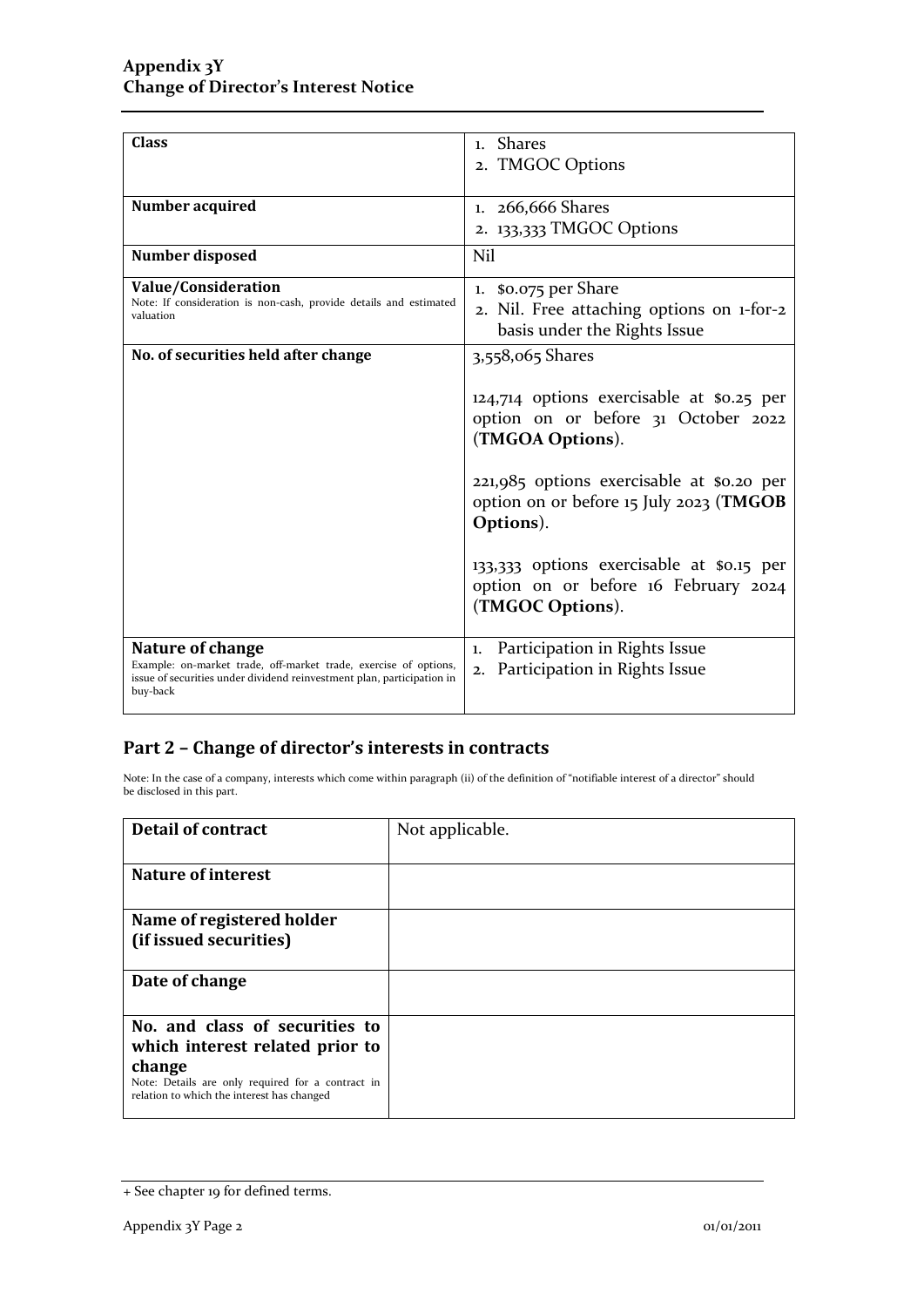| | |
|---|---|
| **Class** | 1. Shares<br>2. TMGOC Options |
| **Number acquired** | 1. 266,666 Shares<br>2. 133,333 TMGOC Options |
| **Number disposed** | Nil |
| **Value/Consideration**<br>Note: If consideration is non-cash, provide details and estimated valuation | 1. $0.075 per Share<br>2. Nil. Free attaching options on 1-for-2 basis under the Rights Issue |
| **No. of securities held after change** | 3,558,065 Shares<br><br>124,714 options exercisable at $0.25 per option on or before 31 October 2022 (**TMGOA Options**).<br><br>221,985 options exercisable at $0.20 per option on or before 15 July 2023 (**TMGOB Options**).<br><br>133,333 options exercisable at $0.15 per option on or before 16 February 2024 (**TMGOC Options**). |
| **Nature of change**<br>Example: on-market trade, off-market trade, exercise of options, issue of securities under dividend reinvestment plan, participation in buy-back | 1. Participation in Rights Issue<br>2. Participation in Rights Issue |

## Part 2 – Change of director's interests in contracts

Note: In the case of a company, interests which come within paragraph (ii) of the definition of "notifiable interest of a director" should be disclosed in this part.

| | |
|---|---|
| **Detail of contract** | Not applicable. |
| **Nature of interest** | |
| **Name of registered holder (if issued securities)** | |
| **Date of change** | |
| **No. and class of securities to which interest related prior to change**<br>Note: Details are only required for a contract in relation to which the interest has changed | |

+ See chapter 19 for defined terms.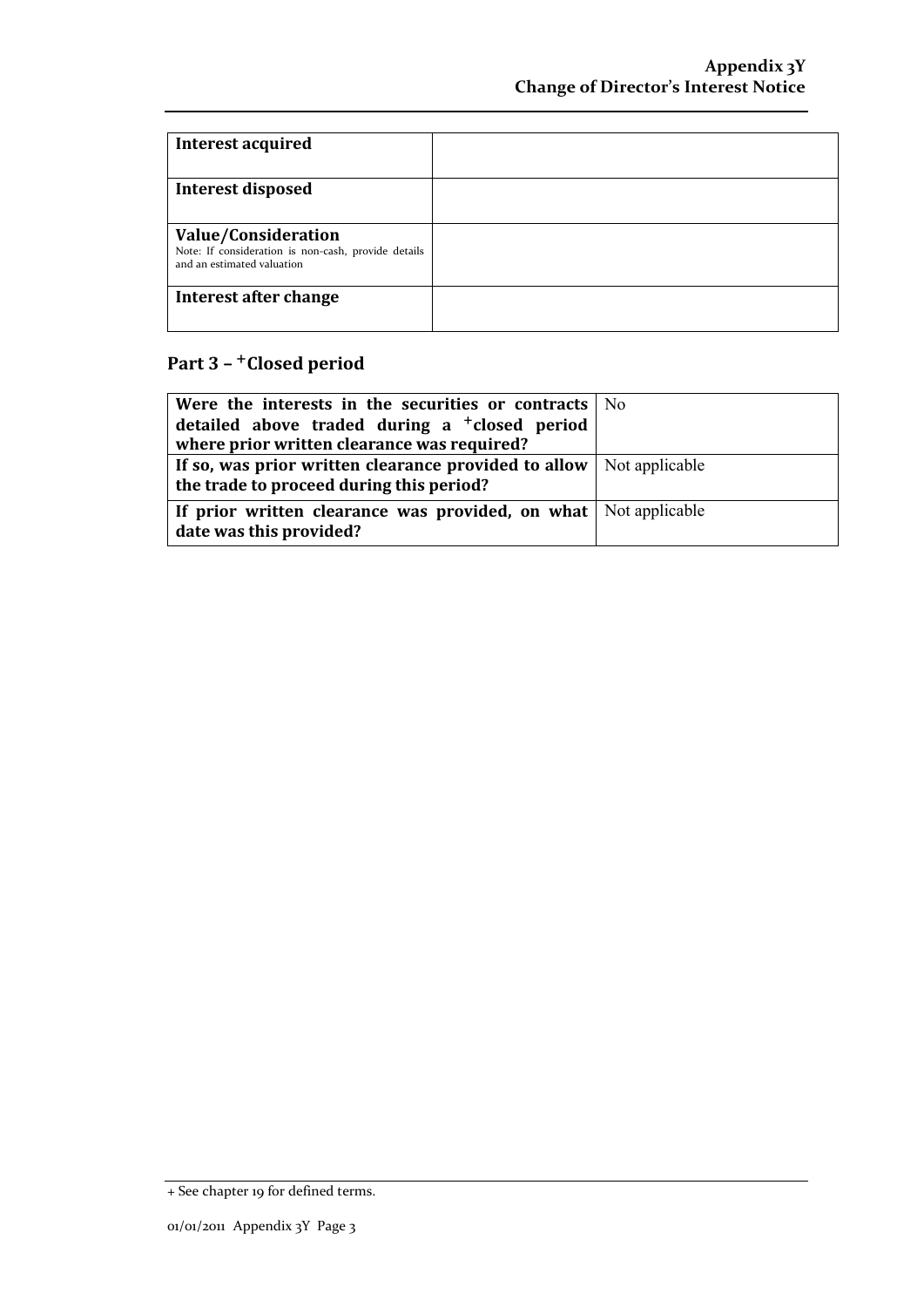| | |
|---|---|
| **Interest acquired** | |
| **Interest disposed** | |
| **Value/Consideration** Note: If consideration is non-cash, provide details and an estimated valuation | |
| **Interest after change** | |

## Part 3 – +Closed period

| | |
|---|---|
| **Were the interests in the securities or contracts detailed above traded during a +closed period where prior written clearance was required?** | No |
| **If so, was prior written clearance provided to allow the trade to proceed during this period?** | Not applicable |
| **If prior written clearance was provided, on what date was this provided?** | Not applicable |

+ See chapter 19 for defined terms.